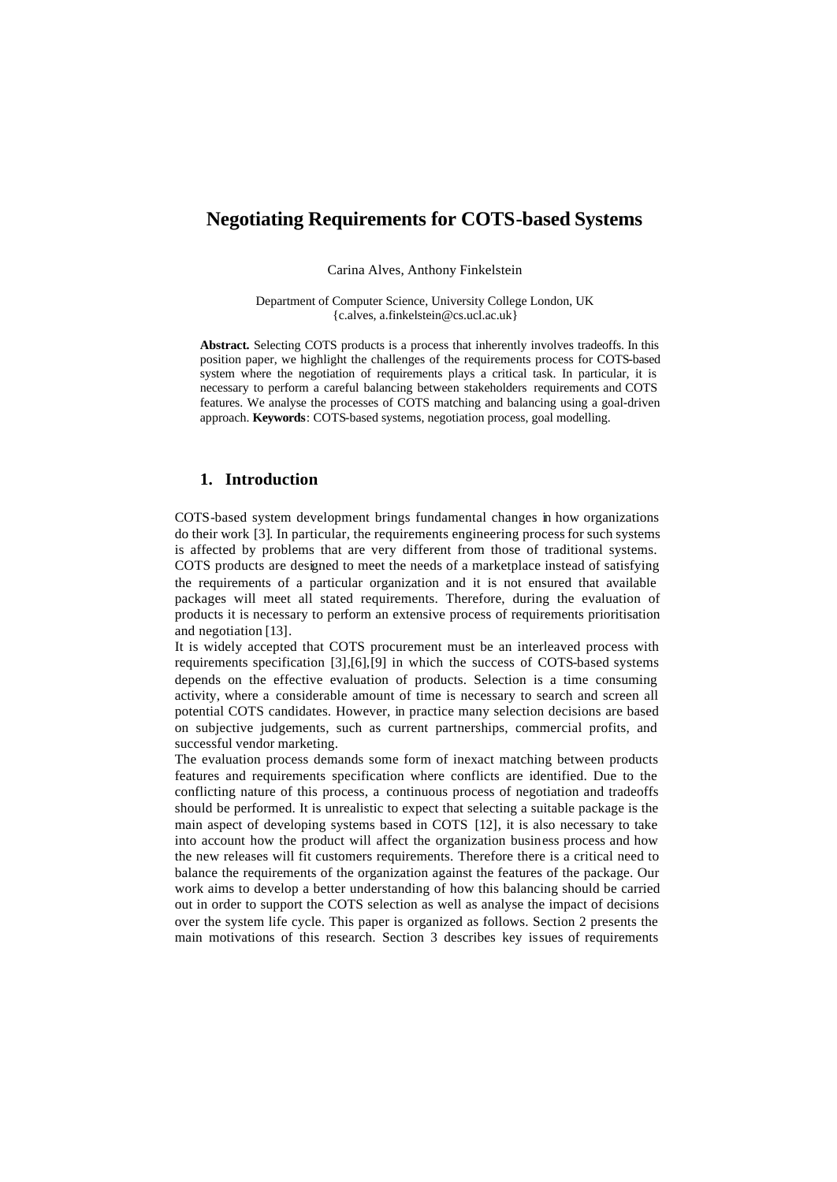# Negotiating Requirements for COTS-based Systems

Carina Alves, Anthony Finkelstein

Department of Computer Science, University College London, UK
{c.alves, a.finkelstein@cs.ucl.ac.uk}

**Abstract.** Selecting COTS products is a process that inherently involves tradeoffs. In this position paper, we highlight the challenges of the requirements process for COTS-based system where the negotiation of requirements plays a critical task. In particular, it is necessary to perform a careful balancing between stakeholders requirements and COTS features. We analyse the processes of COTS matching and balancing using a goal-driven approach. **Keywords**: COTS-based systems, negotiation process, goal modelling.

## 1. Introduction

COTS-based system development brings fundamental changes in how organizations do their work [3]. In particular, the requirements engineering process for such systems is affected by problems that are very different from those of traditional systems. COTS products are designed to meet the needs of a marketplace instead of satisfying the requirements of a particular organization and it is not ensured that available packages will meet all stated requirements. Therefore, during the evaluation of products it is necessary to perform an extensive process of requirements prioritisation and negotiation [13].

It is widely accepted that COTS procurement must be an interleaved process with requirements specification [3],[6],[9] in which the success of COTS-based systems depends on the effective evaluation of products. Selection is a time consuming activity, where a considerable amount of time is necessary to search and screen all potential COTS candidates. However, in practice many selection decisions are based on subjective judgements, such as current partnerships, commercial profits, and successful vendor marketing.

The evaluation process demands some form of inexact matching between products features and requirements specification where conflicts are identified. Due to the conflicting nature of this process, a continuous process of negotiation and tradeoffs should be performed. It is unrealistic to expect that selecting a suitable package is the main aspect of developing systems based in COTS [12], it is also necessary to take into account how the product will affect the organization business process and how the new releases will fit customers requirements. Therefore there is a critical need to balance the requirements of the organization against the features of the package. Our work aims to develop a better understanding of how this balancing should be carried out in order to support the COTS selection as well as analyse the impact of decisions over the system life cycle. This paper is organized as follows. Section 2 presents the main motivations of this research. Section 3 describes key issues of requirements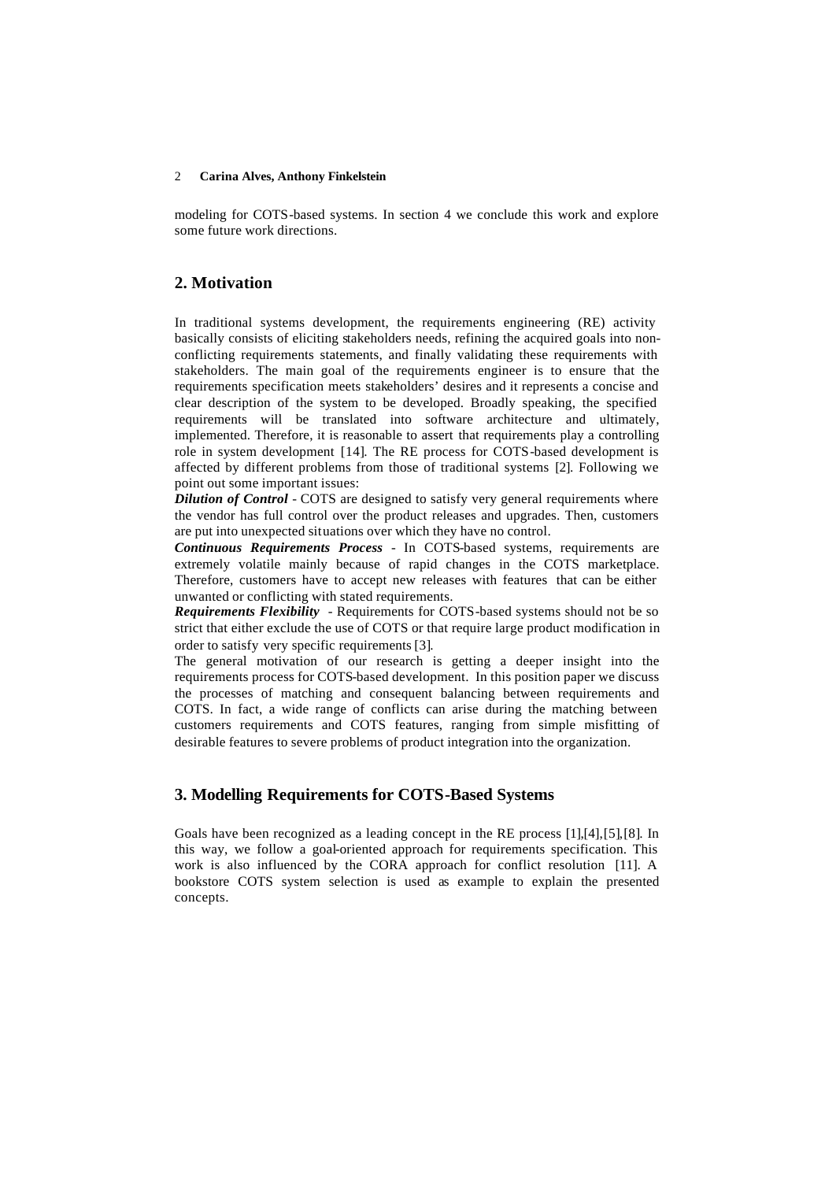modeling for COTS-based systems. In section 4 we conclude this work and explore some future work directions.

## 2. Motivation

In traditional systems development, the requirements engineering (RE) activity basically consists of eliciting stakeholders needs, refining the acquired goals into non-conflicting requirements statements, and finally validating these requirements with stakeholders. The main goal of the requirements engineer is to ensure that the requirements specification meets stakeholders' desires and it represents a concise and clear description of the system to be developed. Broadly speaking, the specified requirements will be translated into software architecture and ultimately, implemented. Therefore, it is reasonable to assert that requirements play a controlling role in system development [14]. The RE process for COTS-based development is affected by different problems from those of traditional systems [2]. Following we point out some important issues:

***Dilution of Control*** - COTS are designed to satisfy very general requirements where the vendor has full control over the product releases and upgrades. Then, customers are put into unexpected situations over which they have no control.

***Continuous Requirements Process*** - In COTS-based systems, requirements are extremely volatile mainly because of rapid changes in the COTS marketplace. Therefore, customers have to accept new releases with features that can be either unwanted or conflicting with stated requirements.

***Requirements Flexibility*** - Requirements for COTS-based systems should not be so strict that either exclude the use of COTS or that require large product modification in order to satisfy very specific requirements [3].

The general motivation of our research is getting a deeper insight into the requirements process for COTS-based development. In this position paper we discuss the processes of matching and consequent balancing between requirements and COTS. In fact, a wide range of conflicts can arise during the matching between customers requirements and COTS features, ranging from simple misfitting of desirable features to severe problems of product integration into the organization.

## 3. Modelling Requirements for COTS-Based Systems

Goals have been recognized as a leading concept in the RE process [1],[4],[5],[8]. In this way, we follow a goal-oriented approach for requirements specification. This work is also influenced by the CORA approach for conflict resolution [11]. A bookstore COTS system selection is used as example to explain the presented concepts.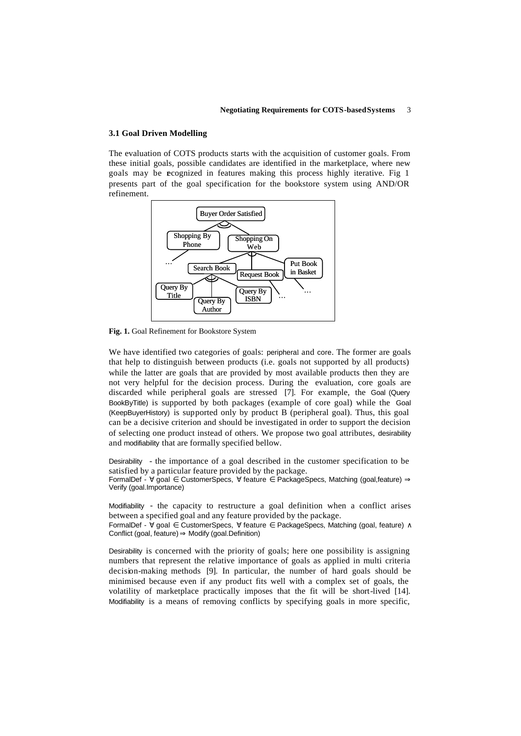### 3.1 Goal Driven Modelling

The evaluation of COTS products starts with the acquisition of customer goals. From these initial goals, possible candidates are identified in the marketplace, where new goals may be recognized in features making this process highly iterative. Fig 1 presents part of the goal specification for the bookstore system using AND/OR refinement.

**Fig. 1.** Goal Refinement for Bookstore System

We have identified two categories of goals: peripheral and core. The former are goals that help to distinguish between products (i.e. goals not supported by all products) while the latter are goals that are provided by most available products then they are not very helpful for the decision process. During the evaluation, core goals are discarded while peripheral goals are stressed [7]. For example, the Goal (Query BookByTitle) is supported by both packages (example of core goal) while the Goal (KeepBuyerHistory) is supported only by product B (peripheral goal). Thus, this goal can be a decisive criterion and should be investigated in order to support the decision of selecting one product instead of others. We propose two goal attributes, desirability and modifiability that are formally specified bellow.

Desirability - the importance of a goal described in the customer specification to be satisfied by a particular feature provided by the package.
FormalDef - ∀ goal ∈ CustomerSpecs, ∀ feature ∈ PackageSpecs, Matching (goal,feature) ⇒ Verify (goal.Importance)

Modifiability - the capacity to restructure a goal definition when a conflict arises between a specified goal and any feature provided by the package.
FormalDef - ∀ goal ∈ CustomerSpecs, ∀ feature ∈ PackageSpecs, Matching (goal, feature) ∧ Conflict (goal, feature) ⇒ Modify (goal.Definition)

Desirability is concerned with the priority of goals; here one possibility is assigning numbers that represent the relative importance of goals as applied in multi criteria decision-making methods [9]. In particular, the number of hard goals should be minimised because even if any product fits well with a complex set of goals, the volatility of marketplace practically imposes that the fit will be short-lived [14]. Modifiability is a means of removing conflicts by specifying goals in more specific,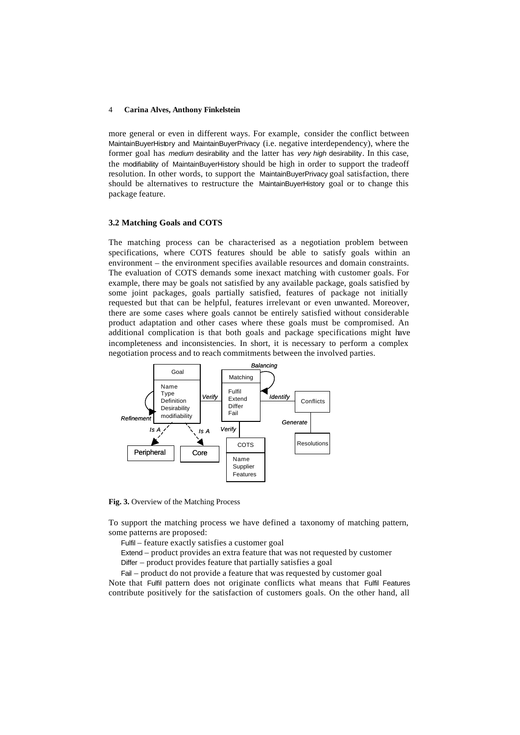more general or even in different ways. For example, consider the conflict between MaintainBuyerHistory and MaintainBuyerPrivacy (i.e. negative interdependency), where the former goal has *medium* desirability and the latter has *very high* desirability. In this case, the modifiability of MaintainBuyerHistory should be high in order to support the tradeoff resolution. In other words, to support the MaintainBuyerPrivacy goal satisfaction, there should be alternatives to restructure the MaintainBuyerHistory goal or to change this package feature.

### 3.2 Matching Goals and COTS

The matching process can be characterised as a negotiation problem between specifications, where COTS features should be able to satisfy goals within an environment – the environment specifies available resources and domain constraints. The evaluation of COTS demands some inexact matching with customer goals. For example, there may be goals not satisfied by any available package, goals satisfied by some joint packages, goals partially satisfied, features of package not initially requested but that can be helpful, features irrelevant or even unwanted. Moreover, there are some cases where goals cannot be entirely satisfied without considerable product adaptation and other cases where these goals must be compromised. An additional complication is that both goals and package specifications might have incompleteness and inconsistencies. In short, it is necessary to perform a complex negotiation process and to reach commitments between the involved parties.

**Fig. 3.** Overview of the Matching Process

To support the matching process we have defined a taxonomy of matching pattern, some patterns are proposed:

- Fulfil – feature exactly satisfies a customer goal
- Extend – product provides an extra feature that was not requested by customer
- Differ – product provides feature that partially satisfies a goal
- Fail – product do not provide a feature that was requested by customer goal

Note that Fulfil pattern does not originate conflicts what means that Fulfil Features contribute positively for the satisfaction of customers goals. On the other hand, all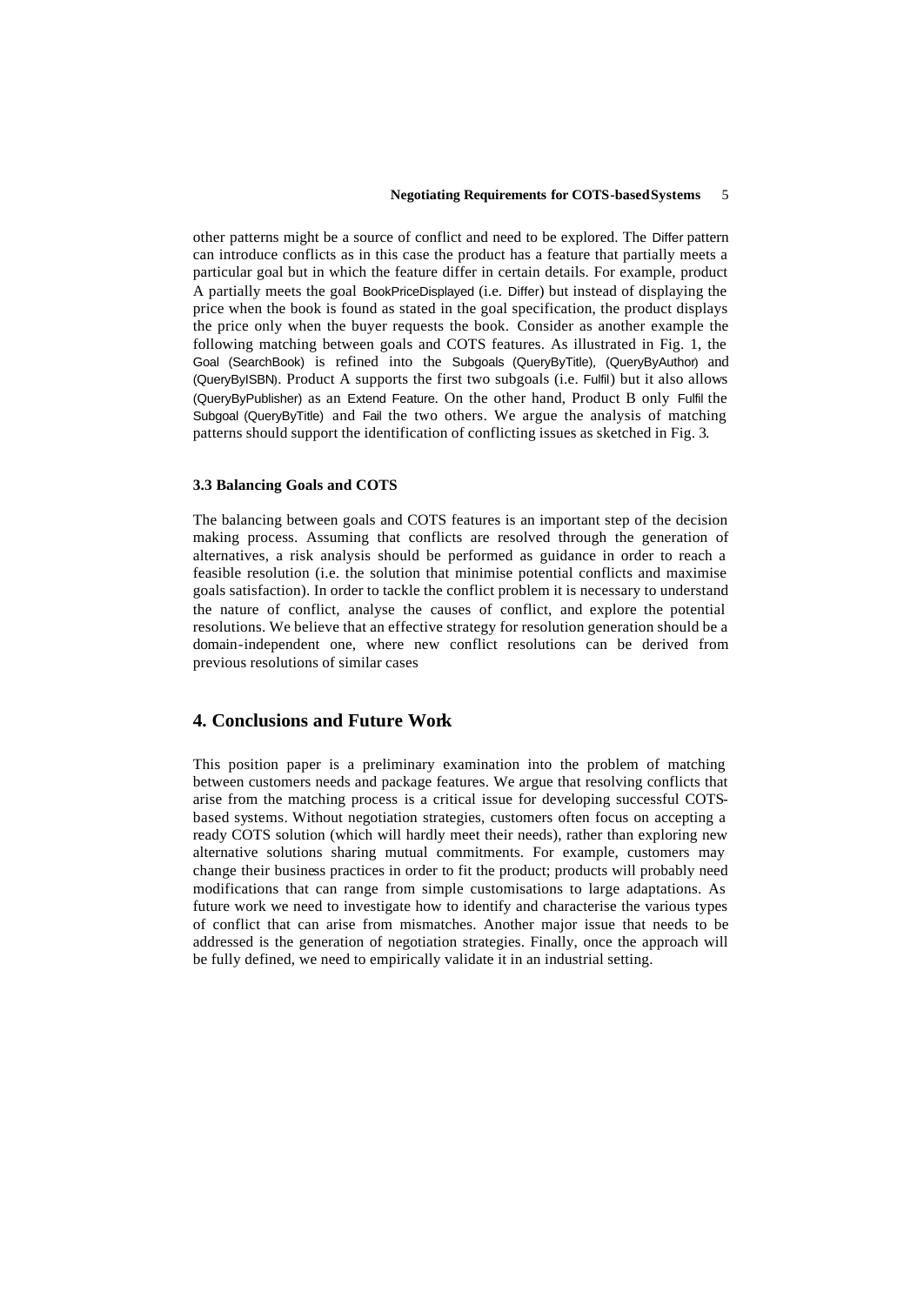other patterns might be a source of conflict and need to be explored. The Differ pattern can introduce conflicts as in this case the product has a feature that partially meets a particular goal but in which the feature differ in certain details. For example, product A partially meets the goal BookPriceDisplayed (i.e. Differ) but instead of displaying the price when the book is found as stated in the goal specification, the product displays the price only when the buyer requests the book. Consider as another example the following matching between goals and COTS features. As illustrated in Fig. 1, the Goal (SearchBook) is refined into the Subgoals (QueryByTitle), (QueryByAuthor) and (QueryByISBN). Product A supports the first two subgoals (i.e. Fulfil) but it also allows (QueryByPublisher) as an Extend Feature. On the other hand, Product B only Fulfil the Subgoal (QueryByTitle) and Fail the two others. We argue the analysis of matching patterns should support the identification of conflicting issues as sketched in Fig. 3.

### 3.3 Balancing Goals and COTS

The balancing between goals and COTS features is an important step of the decision making process. Assuming that conflicts are resolved through the generation of alternatives, a risk analysis should be performed as guidance in order to reach a feasible resolution (i.e. the solution that minimise potential conflicts and maximise goals satisfaction). In order to tackle the conflict problem it is necessary to understand the nature of conflict, analyse the causes of conflict, and explore the potential resolutions. We believe that an effective strategy for resolution generation should be a domain-independent one, where new conflict resolutions can be derived from previous resolutions of similar cases

## 4. Conclusions and Future Work

This position paper is a preliminary examination into the problem of matching between customers needs and package features. We argue that resolving conflicts that arise from the matching process is a critical issue for developing successful COTS-based systems. Without negotiation strategies, customers often focus on accepting a ready COTS solution (which will hardly meet their needs), rather than exploring new alternative solutions sharing mutual commitments. For example, customers may change their business practices in order to fit the product; products will probably need modifications that can range from simple customisations to large adaptations. As future work we need to investigate how to identify and characterise the various types of conflict that can arise from mismatches. Another major issue that needs to be addressed is the generation of negotiation strategies. Finally, once the approach will be fully defined, we need to empirically validate it in an industrial setting.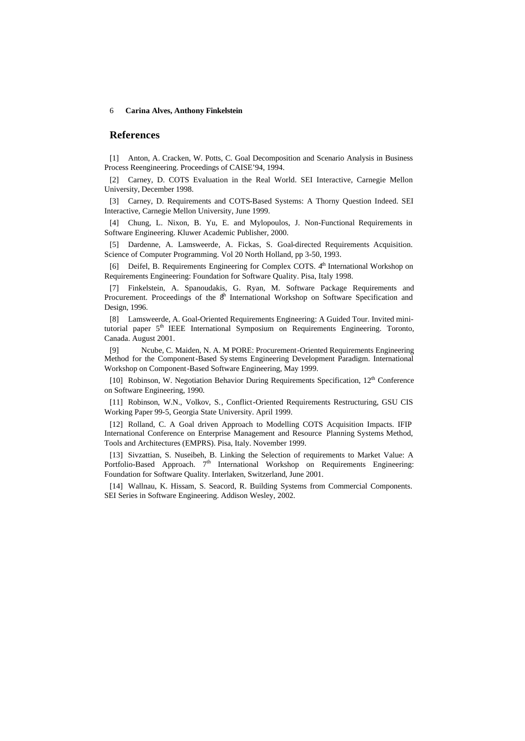## References

[1] Anton, A. Cracken, W. Potts, C. Goal Decomposition and Scenario Analysis in Business Process Reengineering. Proceedings of CAISE'94, 1994.

[2] Carney, D. COTS Evaluation in the Real World. SEI Interactive, Carnegie Mellon University, December 1998.

[3] Carney, D. Requirements and COTS-Based Systems: A Thorny Question Indeed. SEI Interactive, Carnegie Mellon University, June 1999.

[4] Chung, L. Nixon, B. Yu, E. and Mylopoulos, J. Non-Functional Requirements in Software Engineering. Kluwer Academic Publisher, 2000.

[5] Dardenne, A. Lamsweerde, A. Fickas, S. Goal-directed Requirements Acquisition. Science of Computer Programming. Vol 20 North Holland, pp 3-50, 1993.

[6] Deifel, B. Requirements Engineering for Complex COTS. 4th International Workshop on Requirements Engineering: Foundation for Software Quality. Pisa, Italy 1998.

[7] Finkelstein, A. Spanoudakis, G. Ryan, M. Software Package Requirements and Procurement. Proceedings of the 8th International Workshop on Software Specification and Design, 1996.

[8] Lamsweerde, A. Goal-Oriented Requirements Engineering: A Guided Tour. Invited mini-tutorial paper 5th IEEE International Symposium on Requirements Engineering. Toronto, Canada. August 2001.

[9] Ncube, C. Maiden, N. A. M PORE: Procurement-Oriented Requirements Engineering Method for the Component-Based Systems Engineering Development Paradigm. International Workshop on Component-Based Software Engineering, May 1999.

[10] Robinson, W. Negotiation Behavior During Requirements Specification, 12th Conference on Software Engineering, 1990.

[11] Robinson, W.N., Volkov, S., Conflict-Oriented Requirements Restructuring, GSU CIS Working Paper 99-5, Georgia State University. April 1999.

[12] Rolland, C. A Goal driven Approach to Modelling COTS Acquisition Impacts. IFIP International Conference on Enterprise Management and Resource Planning Systems Method, Tools and Architectures (EMPRS). Pisa, Italy. November 1999.

[13] Sivzattian, S. Nuseibeh, B. Linking the Selection of requirements to Market Value: A Portfolio-Based Approach. 7th International Workshop on Requirements Engineering: Foundation for Software Quality. Interlaken, Switzerland, June 2001.

[14] Wallnau, K. Hissam, S. Seacord, R. Building Systems from Commercial Components. SEI Series in Software Engineering. Addison Wesley, 2002.